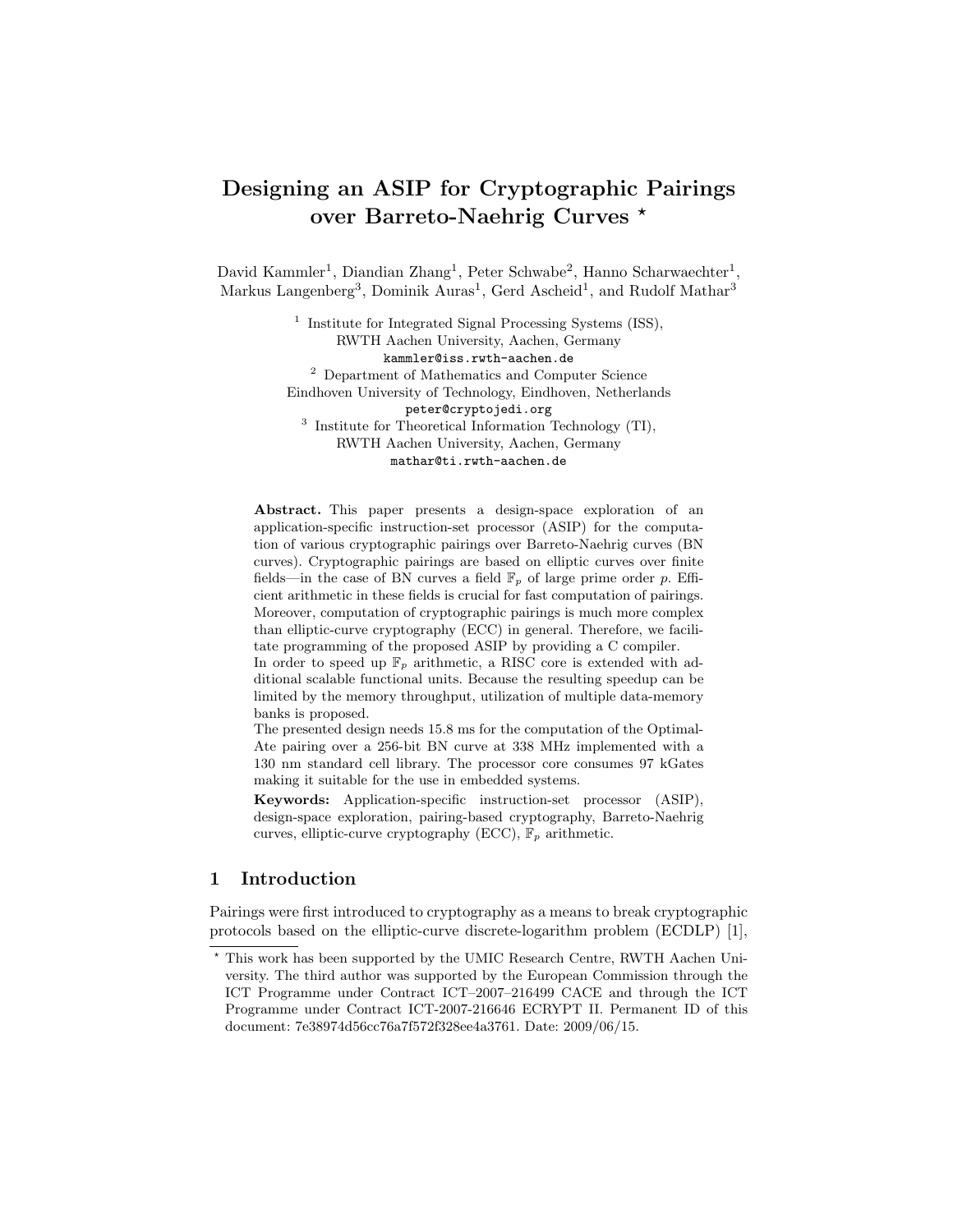# Designing an ASIP for Cryptographic Pairings over Barreto-Naehrig Curves *

David Kammler[1], Diandian Zhang[1], Peter Schwabe[2], Hanno Scharwaechter[1], Markus Langenberg[3], Dominik Auras[1], Gerd Ascheid[1], and Rudolf Mathar[3]

[1] Institute for Integrated Signal Processing Systems (ISS), RWTH Aachen University, Aachen, Germany
kammler@iss.rwth-aachen.de

[2] Department of Mathematics and Computer Science
Eindhoven University of Technology, Eindhoven, Netherlands
peter@cryptojedi.org

[3] Institute for Theoretical Information Technology (TI), RWTH Aachen University, Aachen, Germany
mathar@ti.rwth-aachen.de

**Abstract.** This paper presents a design-space exploration of an application-specific instruction-set processor (ASIP) for the computation of various cryptographic pairings over Barreto-Naehrig curves (BN curves). Cryptographic pairings are based on elliptic curves over finite fields—in the case of BN curves a field $\mathbb{F}_p$ of large prime order $p$. Efficient arithmetic in these fields is crucial for fast computation of pairings. Moreover, computation of cryptographic pairings is much more complex than elliptic-curve cryptography (ECC) in general. Therefore, we facilitate programming of the proposed ASIP by providing a C compiler.

In order to speed up $\mathbb{F}_p$ arithmetic, a RISC core is extended with additional scalable functional units. Because the resulting speedup can be limited by the memory throughput, utilization of multiple data-memory banks is proposed.

The presented design needs 15.8 ms for the computation of the Optimal-Ate pairing over a 256-bit BN curve at 338 MHz implemented with a 130 nm standard cell library. The processor core consumes 97 kGates making it suitable for the use in embedded systems.

**Keywords:** Application-specific instruction-set processor (ASIP), design-space exploration, pairing-based cryptography, Barreto-Naehrig curves, elliptic-curve cryptography (ECC), $\mathbb{F}_p$ arithmetic.

## 1 Introduction

Pairings were first introduced to cryptography as a means to break cryptographic protocols based on the elliptic-curve discrete-logarithm problem (ECDLP) [1],

* This work has been supported by the UMIC Research Centre, RWTH Aachen University. The third author was supported by the European Commission through the ICT Programme under Contract ICT–2007–216499 CACE and through the ICT Programme under Contract ICT-2007-216646 ECRYPT II. Permanent ID of this document: 7e38974d56cc76a7f572f328ee4a3761. Date: 2009/06/15.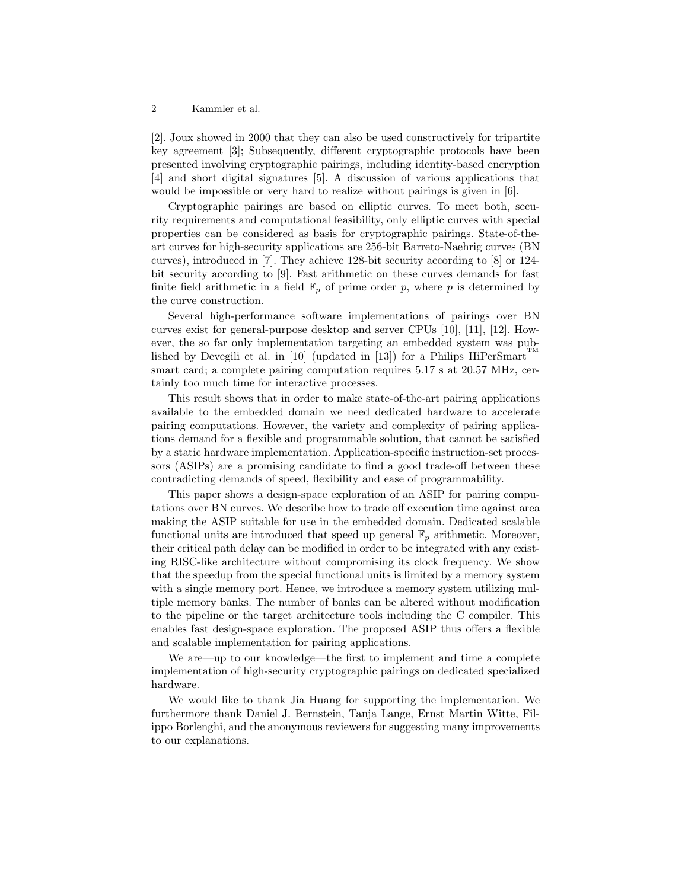[2]. Joux showed in 2000 that they can also be used constructively for tripartite key agreement [3]; Subsequently, different cryptographic protocols have been presented involving cryptographic pairings, including identity-based encryption [4] and short digital signatures [5]. A discussion of various applications that would be impossible or very hard to realize without pairings is given in [6].

Cryptographic pairings are based on elliptic curves. To meet both, security requirements and computational feasibility, only elliptic curves with special properties can be considered as basis for cryptographic pairings. State-of-the-art curves for high-security applications are 256-bit Barreto-Naehrig curves (BN curves), introduced in [7]. They achieve 128-bit security according to [8] or 124-bit security according to [9]. Fast arithmetic on these curves demands for fast finite field arithmetic in a field $\mathbb{F}_p$ of prime order $p$, where $p$ is determined by the curve construction.

Several high-performance software implementations of pairings over BN curves exist for general-purpose desktop and server CPUs [10], [11], [12]. However, the so far only implementation targeting an embedded system was published by Devegili et al. in [10] (updated in [13]) for a Philips HiPerSmart™ smart card; a complete pairing computation requires 5.17 s at 20.57 MHz, certainly too much time for interactive processes.

This result shows that in order to make state-of-the-art pairing applications available to the embedded domain we need dedicated hardware to accelerate pairing computations. However, the variety and complexity of pairing applications demand for a flexible and programmable solution, that cannot be satisfied by a static hardware implementation. Application-specific instruction-set processors (ASIPs) are a promising candidate to find a good trade-off between these contradicting demands of speed, flexibility and ease of programmability.

This paper shows a design-space exploration of an ASIP for pairing computations over BN curves. We describe how to trade off execution time against area making the ASIP suitable for use in the embedded domain. Dedicated scalable functional units are introduced that speed up general $\mathbb{F}_p$ arithmetic. Moreover, their critical path delay can be modified in order to be integrated with any existing RISC-like architecture without compromising its clock frequency. We show that the speedup from the special functional units is limited by a memory system with a single memory port. Hence, we introduce a memory system utilizing multiple memory banks. The number of banks can be altered without modification to the pipeline or the target architecture tools including the C compiler. This enables fast design-space exploration. The proposed ASIP thus offers a flexible and scalable implementation for pairing applications.

We are—up to our knowledge—the first to implement and time a complete implementation of high-security cryptographic pairings on dedicated specialized hardware.

We would like to thank Jia Huang for supporting the implementation. We furthermore thank Daniel J. Bernstein, Tanja Lange, Ernst Martin Witte, Filippo Borlenghi, and the anonymous reviewers for suggesting many improvements to our explanations.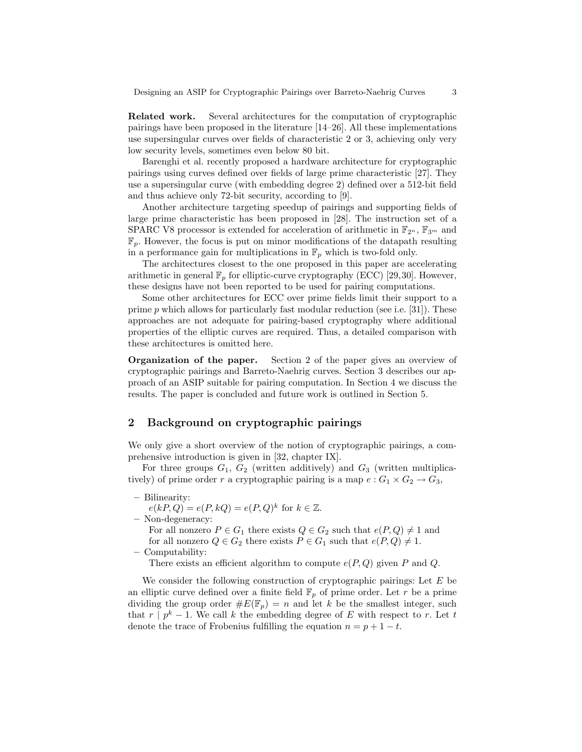**Related work.** Several architectures for the computation of cryptographic pairings have been proposed in the literature [14–26]. All these implementations use supersingular curves over fields of characteristic 2 or 3, achieving only very low security levels, sometimes even below 80 bit.

Barenghi et al. recently proposed a hardware architecture for cryptographic pairings using curves defined over fields of large prime characteristic [27]. They use a supersingular curve (with embedding degree 2) defined over a 512-bit field and thus achieve only 72-bit security, according to [9].

Another architecture targeting speedup of pairings and supporting fields of large prime characteristic has been proposed in [28]. The instruction set of a SPARC V8 processor is extended for acceleration of arithmetic in $\mathbb{F}_{2^n}$, $\mathbb{F}_{3^m}$ and $\mathbb{F}_p$. However, the focus is put on minor modifications of the datapath resulting in a performance gain for multiplications in $\mathbb{F}_p$ which is two-fold only.

The architectures closest to the one proposed in this paper are accelerating arithmetic in general $\mathbb{F}_p$ for elliptic-curve cryptography (ECC) [29,30]. However, these designs have not been reported to be used for pairing computations.

Some other architectures for ECC over prime fields limit their support to a prime $p$ which allows for particularly fast modular reduction (see i.e. [31]). These approaches are not adequate for pairing-based cryptography where additional properties of the elliptic curves are required. Thus, a detailed comparison with these architectures is omitted here.

**Organization of the paper.** Section 2 of the paper gives an overview of cryptographic pairings and Barreto-Naehrig curves. Section 3 describes our approach of an ASIP suitable for pairing computation. In Section 4 we discuss the results. The paper is concluded and future work is outlined in Section 5.

## 2 Background on cryptographic pairings

We only give a short overview of the notion of cryptographic pairings, a comprehensive introduction is given in [32, chapter IX].

For three groups $G_1$, $G_2$ (written additively) and $G_3$ (written multiplicatively) of prime order $r$ a cryptographic pairing is a map $e : G_1 \times G_2 \to G_3$,

- Bilinearity:
  $e(kP, Q) = e(P, kQ) = e(P, Q)^k$ for $k \in \mathbb{Z}$.
- Non-degeneracy:
  For all nonzero $P \in G_1$ there exists $Q \in G_2$ such that $e(P, Q) \neq 1$ and for all nonzero $Q \in G_2$ there exists $P \in G_1$ such that $e(P, Q) \neq 1$.
- Computability:
  There exists an efficient algorithm to compute $e(P, Q)$ given $P$ and $Q$.

We consider the following construction of cryptographic pairings: Let $E$ be an elliptic curve defined over a finite field $\mathbb{F}_p$ of prime order. Let $r$ be a prime dividing the group order $\#E(\mathbb{F}_p) = n$ and let $k$ be the smallest integer, such that $r \mid p^k - 1$. We call $k$ the embedding degree of $E$ with respect to $r$. Let $t$ denote the trace of Frobenius fulfilling the equation $n = p + 1 - t$.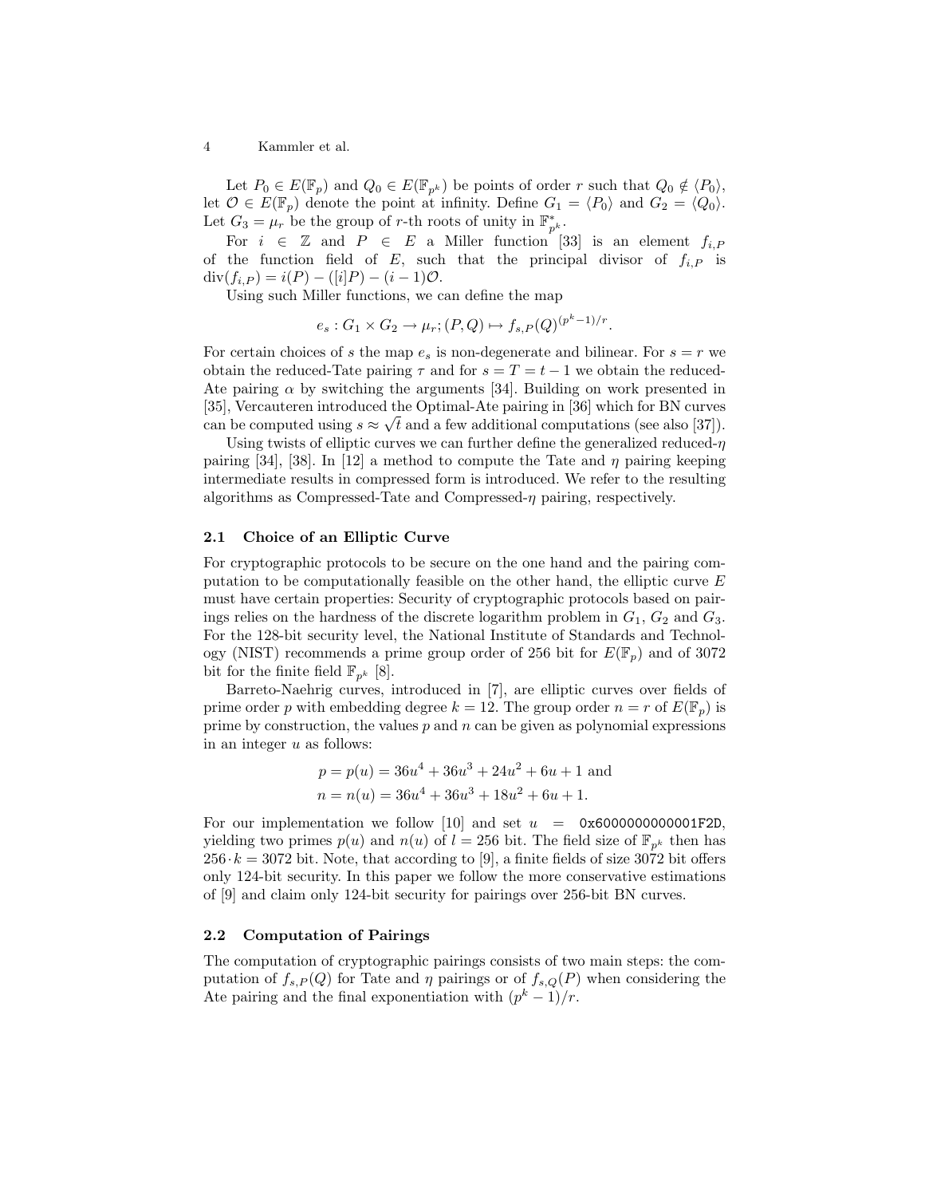Let $P_0 \in E(\mathbb{F}_p)$ and $Q_0 \in E(\mathbb{F}_{p^k})$ be points of order $r$ such that $Q_0 \notin \langle P_0 \rangle$, let $\mathcal{O} \in E(\mathbb{F}_p)$ denote the point at infinity. Define $G_1 = \langle P_0 \rangle$ and $G_2 = \langle Q_0 \rangle$. Let $G_3 = \mu_r$ be the group of $r$-th roots of unity in $\mathbb{F}^*_{p^k}$.

For $i \in \mathbb{Z}$ and $P \in E$ a Miller function [33] is an element $f_{i,P}$ of the function field of $E$, such that the principal divisor of $f_{i,P}$ is $\mathrm{div}(f_{i,P}) = i(P) - ([i]P) - (i-1)\mathcal{O}$.

Using such Miller functions, we can define the map

$$e_s : G_1 \times G_2 \to \mu_r; (P, Q) \mapsto f_{s,P}(Q)^{(p^k-1)/r}.$$

For certain choices of $s$ the map $e_s$ is non-degenerate and bilinear. For $s = r$ we obtain the reduced-Tate pairing $\tau$ and for $s = T = t - 1$ we obtain the reduced-Ate pairing $\alpha$ by switching the arguments [34]. Building on work presented in [35], Vercauteren introduced the Optimal-Ate pairing in [36] which for BN curves can be computed using $s \approx \sqrt{t}$ and a few additional computations (see also [37]).

Using twists of elliptic curves we can further define the generalized reduced-$\eta$ pairing [34], [38]. In [12] a method to compute the Tate and $\eta$ pairing keeping intermediate results in compressed form is introduced. We refer to the resulting algorithms as Compressed-Tate and Compressed-$\eta$ pairing, respectively.

## 2.1 Choice of an Elliptic Curve

For cryptographic protocols to be secure on the one hand and the pairing computation to be computationally feasible on the other hand, the elliptic curve $E$ must have certain properties: Security of cryptographic protocols based on pairings relies on the hardness of the discrete logarithm problem in $G_1$, $G_2$ and $G_3$. For the 128-bit security level, the National Institute of Standards and Technology (NIST) recommends a prime group order of 256 bit for $E(\mathbb{F}_p)$ and of 3072 bit for the finite field $\mathbb{F}_{p^k}$ [8].

Barreto-Naehrig curves, introduced in [7], are elliptic curves over fields of prime order $p$ with embedding degree $k = 12$. The group order $n = r$ of $E(\mathbb{F}_p)$ is prime by construction, the values $p$ and $n$ can be given as polynomial expressions in an integer $u$ as follows:

$$p = p(u) = 36u^4 + 36u^3 + 24u^2 + 6u + 1 \text{ and}$$
$$n = n(u) = 36u^4 + 36u^3 + 18u^2 + 6u + 1.$$

For our implementation we follow [10] and set $u$ = `0x6000000000001F2D`, yielding two primes $p(u)$ and $n(u)$ of $l = 256$ bit. The field size of $\mathbb{F}_{p^k}$ then has $256 \cdot k = 3072$ bit. Note, that according to [9], a finite fields of size 3072 bit offers only 124-bit security. In this paper we follow the more conservative estimations of [9] and claim only 124-bit security for pairings over 256-bit BN curves.

## 2.2 Computation of Pairings

The computation of cryptographic pairings consists of two main steps: the computation of $f_{s,P}(Q)$ for Tate and $\eta$ pairings or of $f_{s,Q}(P)$ when considering the Ate pairing and the final exponentiation with $(p^k - 1)/r$.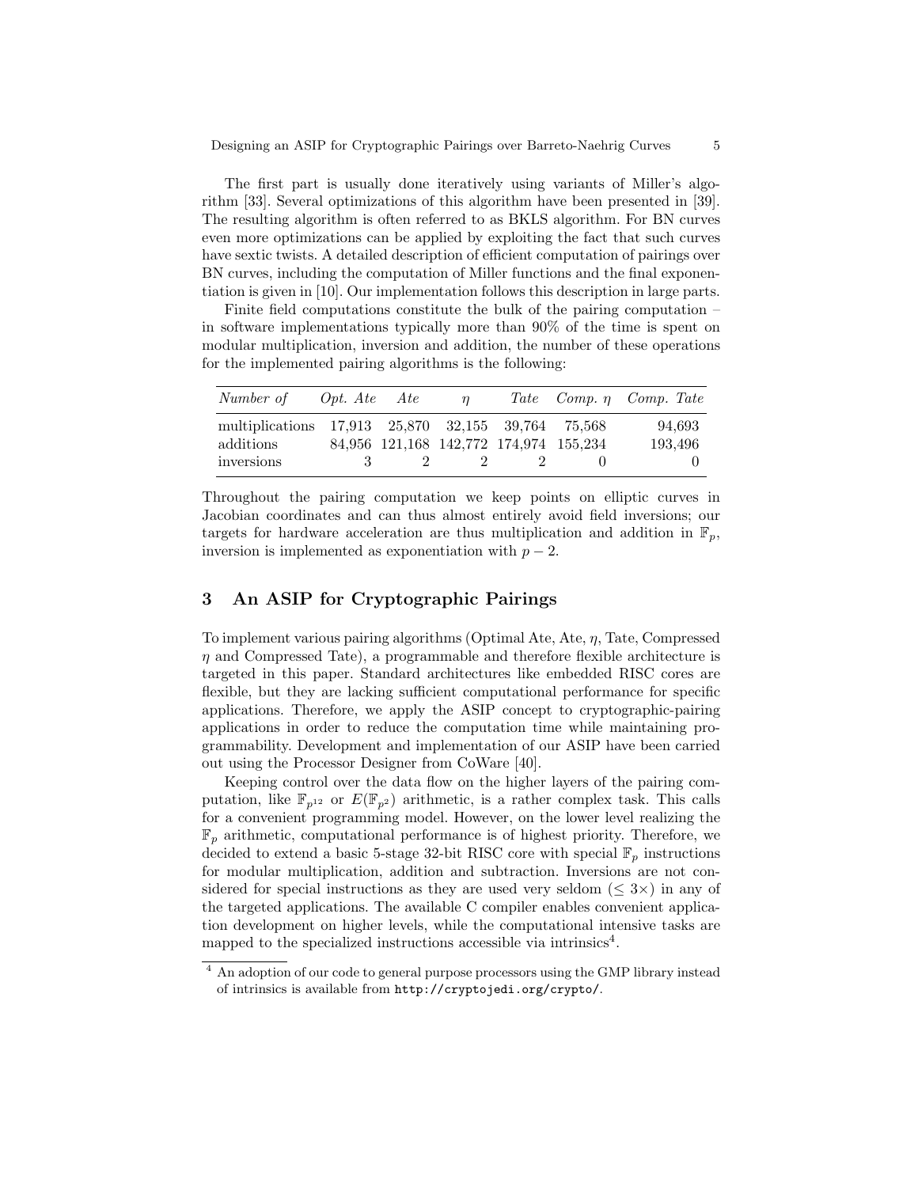The first part is usually done iteratively using variants of Miller's algorithm [33]. Several optimizations of this algorithm have been presented in [39]. The resulting algorithm is often referred to as BKLS algorithm. For BN curves even more optimizations can be applied by exploiting the fact that such curves have sextic twists. A detailed description of efficient computation of pairings over BN curves, including the computation of Miller functions and the final exponentiation is given in [10]. Our implementation follows this description in large parts.

Finite field computations constitute the bulk of the pairing computation – in software implementations typically more than 90% of the time is spent on modular multiplication, inversion and addition, the number of these operations for the implemented pairing algorithms is the following:

| *Number of* | *Opt. Ate* | *Ate* | $\eta$ | *Tate* | *Comp.* $\eta$ | *Comp. Tate* |
|---|---|---|---|---|---|---|
| multiplications | 17,913 | 25,870 | 32,155 | 39,764 | 75,568 | 94,693 |
| additions | 84,956 | 121,168 | 142,772 | 174,974 | 155,234 | 193,496 |
| inversions | 3 | 2 | 2 | 2 | 0 | 0 |

Throughout the pairing computation we keep points on elliptic curves in Jacobian coordinates and can thus almost entirely avoid field inversions; our targets for hardware acceleration are thus multiplication and addition in $\mathbb{F}_p$, inversion is implemented as exponentiation with $p - 2$.

## 3 An ASIP for Cryptographic Pairings

To implement various pairing algorithms (Optimal Ate, Ate, $\eta$, Tate, Compressed $\eta$ and Compressed Tate), a programmable and therefore flexible architecture is targeted in this paper. Standard architectures like embedded RISC cores are flexible, but they are lacking sufficient computational performance for specific applications. Therefore, we apply the ASIP concept to cryptographic-pairing applications in order to reduce the computation time while maintaining programmability. Development and implementation of our ASIP have been carried out using the Processor Designer from CoWare [40].

Keeping control over the data flow on the higher layers of the pairing computation, like $\mathbb{F}_{p^{12}}$ or $E(\mathbb{F}_{p^2})$ arithmetic, is a rather complex task. This calls for a convenient programming model. However, on the lower level realizing the $\mathbb{F}_p$ arithmetic, computational performance is of highest priority. Therefore, we decided to extend a basic 5-stage 32-bit RISC core with special $\mathbb{F}_p$ instructions for modular multiplication, addition and subtraction. Inversions are not considered for special instructions as they are used very seldom ($\leq 3\times$) in any of the targeted applications. The available C compiler enables convenient application development on higher levels, while the computational intensive tasks are mapped to the specialized instructions accessible via intrinsics[4].

[4] An adoption of our code to general purpose processors using the GMP library instead of intrinsics is available from `http://cryptojedi.org/crypto/`.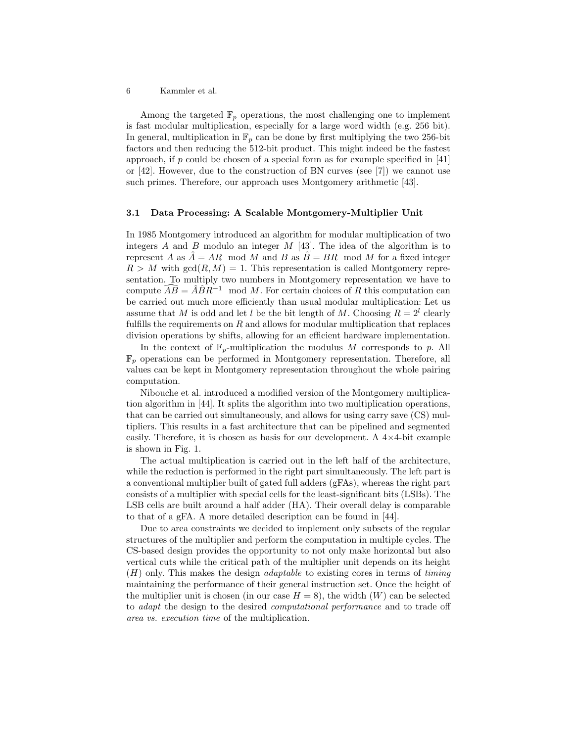Among the targeted $\mathbb{F}_p$ operations, the most challenging one to implement is fast modular multiplication, especially for a large word width (e.g. 256 bit). In general, multiplication in $\mathbb{F}_p$ can be done by first multiplying the two 256-bit factors and then reducing the 512-bit product. This might indeed be the fastest approach, if $p$ could be chosen of a special form as for example specified in [41] or [42]. However, due to the construction of BN curves (see [7]) we cannot use such primes. Therefore, our approach uses Montgomery arithmetic [43].

### 3.1 Data Processing: A Scalable Montgomery-Multiplier Unit

In 1985 Montgomery introduced an algorithm for modular multiplication of two integers $A$ and $B$ modulo an integer $M$ [43]. The idea of the algorithm is to represent $A$ as $\hat{A} = AR \mod M$ and $B$ as $\hat{B} = BR \mod M$ for a fixed integer $R > M$ with $\gcd(R, M) = 1$. This representation is called Montgomery representation. To multiply two numbers in Montgomery representation we have to compute $\widehat{AB} = \hat{A}\hat{B}R^{-1} \mod M$. For certain choices of $R$ this computation can be carried out much more efficiently than usual modular multiplication: Let us assume that $M$ is odd and let $l$ be the bit length of $M$. Choosing $R = 2^l$ clearly fulfills the requirements on $R$ and allows for modular multiplication that replaces division operations by shifts, allowing for an efficient hardware implementation.

In the context of $\mathbb{F}_p$-multiplication the modulus $M$ corresponds to $p$. All $\mathbb{F}_p$ operations can be performed in Montgomery representation. Therefore, all values can be kept in Montgomery representation throughout the whole pairing computation.

Nibouche et al. introduced a modified version of the Montgomery multiplication algorithm in [44]. It splits the algorithm into two multiplication operations, that can be carried out simultaneously, and allows for using carry save (CS) multipliers. This results in a fast architecture that can be pipelined and segmented easily. Therefore, it is chosen as basis for our development. A 4×4-bit example is shown in Fig. 1.

The actual multiplication is carried out in the left half of the architecture, while the reduction is performed in the right part simultaneously. The left part is a conventional multiplier built of gated full adders (gFAs), whereas the right part consists of a multiplier with special cells for the least-significant bits (LSBs). The LSB cells are built around a half adder (HA). Their overall delay is comparable to that of a gFA. A more detailed description can be found in [44].

Due to area constraints we decided to implement only subsets of the regular structures of the multiplier and perform the computation in multiple cycles. The CS-based design provides the opportunity to not only make horizontal but also vertical cuts while the critical path of the multiplier unit depends on its height ($H$) only. This makes the design *adaptable* to existing cores in terms of *timing* maintaining the performance of their general instruction set. Once the height of the multiplier unit is chosen (in our case $H = 8$), the width ($W$) can be selected to *adapt* the design to the desired *computational performance* and to trade off *area vs. execution time* of the multiplication.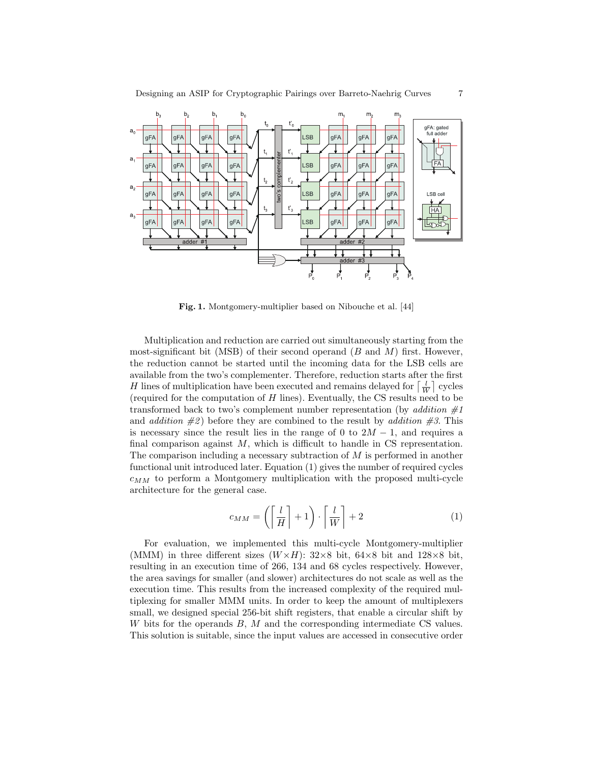**Fig. 1.** Montgomery-multiplier based on Nibouche et al. [44]

Multiplication and reduction are carried out simultaneously starting from the most-significant bit (MSB) of their second operand ($B$ and $M$) first. However, the reduction cannot be started until the incoming data for the LSB cells are available from the two's complementer. Therefore, reduction starts after the first $H$ lines of multiplication have been executed and remains delayed for $\lceil \frac{l}{W} \rceil$ cycles (required for the computation of $H$ lines). Eventually, the CS results need to be transformed back to two's complement number representation (by *addition #1* and *addition #2*) before they are combined to the result by *addition #3*. This is necessary since the result lies in the range of 0 to $2M - 1$, and requires a final comparison against $M$, which is difficult to handle in CS representation. The comparison including a necessary subtraction of $M$ is performed in another functional unit introduced later. Equation (1) gives the number of required cycles $c_{MM}$ to perform a Montgomery multiplication with the proposed multi-cycle architecture for the general case.

$$c_{MM} = \left( \left\lceil \frac{l}{H} \right\rceil + 1 \right) \cdot \left\lceil \frac{l}{W} \right\rceil + 2 \tag{1}$$

For evaluation, we implemented this multi-cycle Montgomery-multiplier (MMM) in three different sizes ($W \times H$): 32×8 bit, 64×8 bit and 128×8 bit, resulting in an execution time of 266, 134 and 68 cycles respectively. However, the area savings for smaller (and slower) architectures do not scale as well as the execution time. This results from the increased complexity of the required multiplexing for smaller MMM units. In order to keep the amount of multiplexers small, we designed special 256-bit shift registers, that enable a circular shift by $W$ bits for the operands $B$, $M$ and the corresponding intermediate CS values. This solution is suitable, since the input values are accessed in consecutive order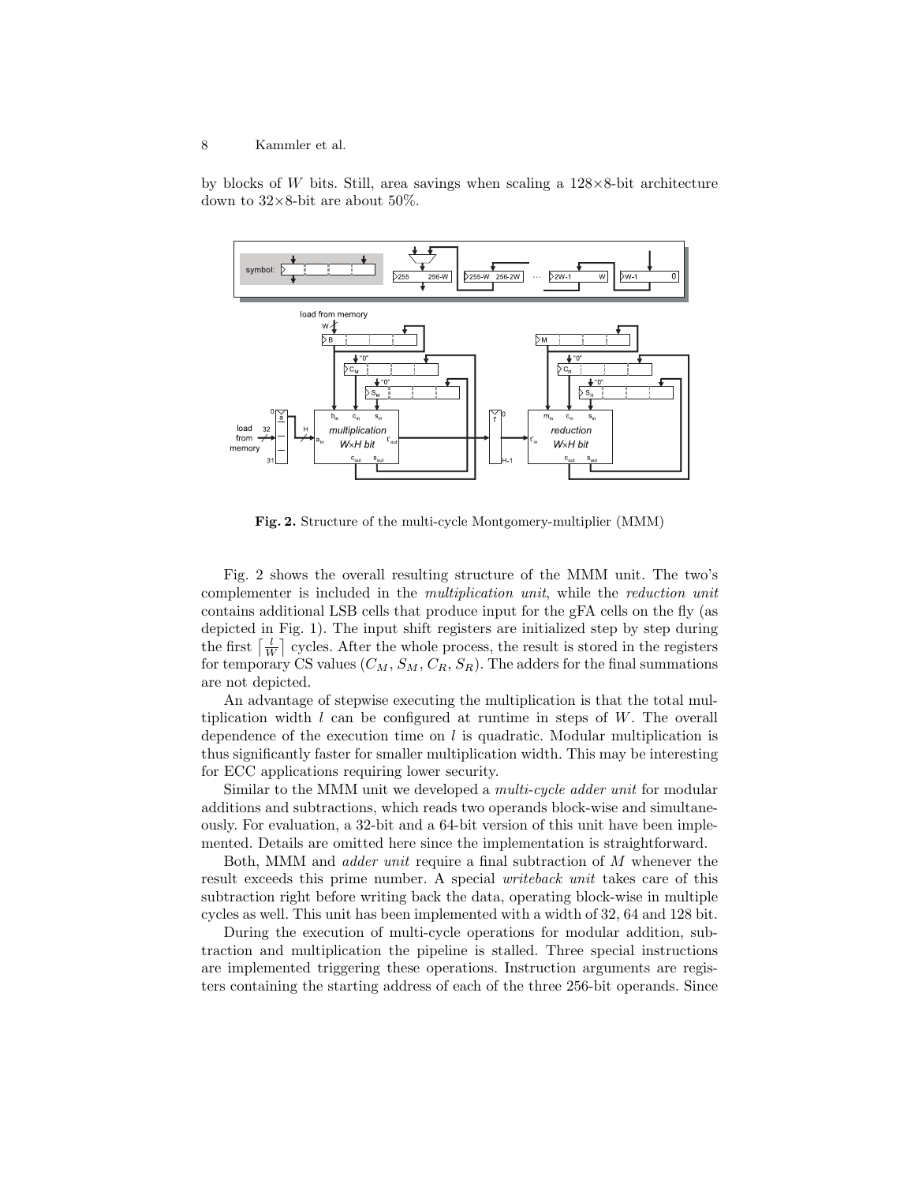by blocks of $W$ bits. Still, area savings when scaling a 128×8-bit architecture down to 32×8-bit are about 50%.

**Fig. 2.** Structure of the multi-cycle Montgomery-multiplier (MMM)

Fig. 2 shows the overall resulting structure of the MMM unit. The two's complementer is included in the *multiplication unit*, while the *reduction unit* contains additional LSB cells that produce input for the gFA cells on the fly (as depicted in Fig. 1). The input shift registers are initialized step by step during the first $\lceil \frac{l}{W} \rceil$ cycles. After the whole process, the result is stored in the registers for temporary CS values ($C_M$, $S_M$, $C_R$, $S_R$). The adders for the final summations are not depicted.

An advantage of stepwise executing the multiplication is that the total multiplication width $l$ can be configured at runtime in steps of $W$. The overall dependence of the execution time on $l$ is quadratic. Modular multiplication is thus significantly faster for smaller multiplication width. This may be interesting for ECC applications requiring lower security.

Similar to the MMM unit we developed a *multi-cycle adder unit* for modular additions and subtractions, which reads two operands block-wise and simultaneously. For evaluation, a 32-bit and a 64-bit version of this unit have been implemented. Details are omitted here since the implementation is straightforward.

Both, MMM and *adder unit* require a final subtraction of $M$ whenever the result exceeds this prime number. A special *writeback unit* takes care of this subtraction right before writing back the data, operating block-wise in multiple cycles as well. This unit has been implemented with a width of 32, 64 and 128 bit.

During the execution of multi-cycle operations for modular addition, subtraction and multiplication the pipeline is stalled. Three special instructions are implemented triggering these operations. Instruction arguments are registers containing the starting address of each of the three 256-bit operands. Since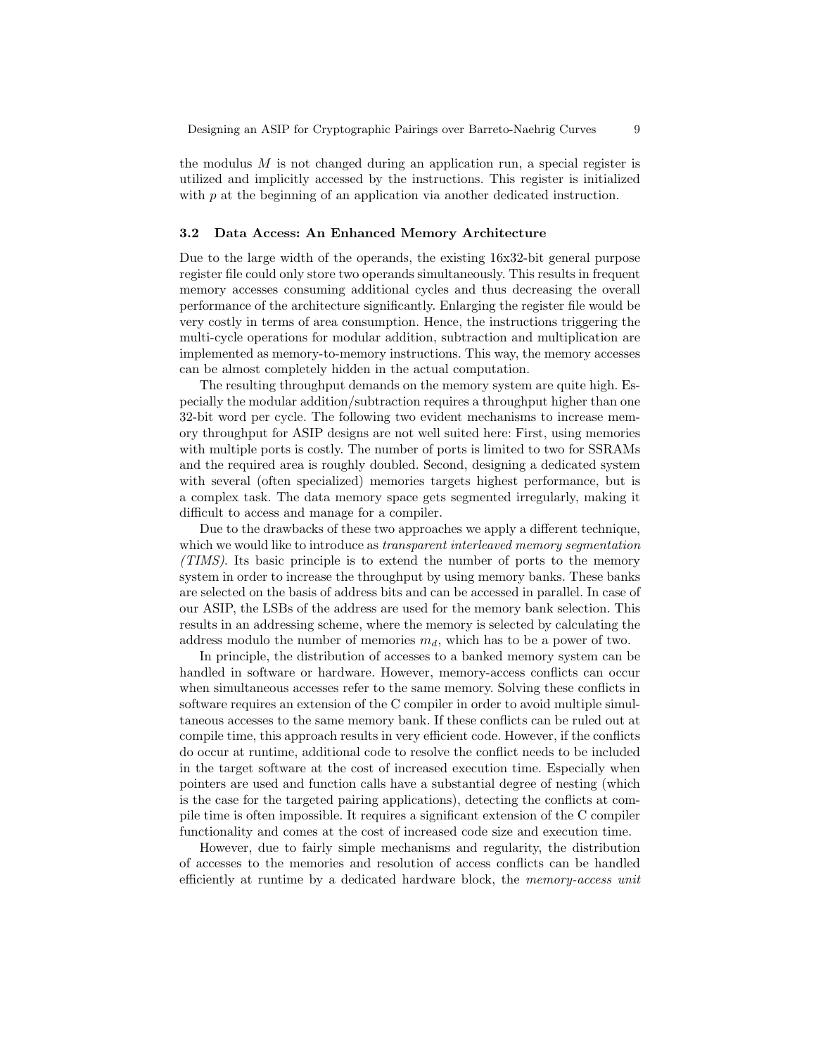the modulus $M$ is not changed during an application run, a special register is utilized and implicitly accessed by the instructions. This register is initialized with $p$ at the beginning of an application via another dedicated instruction.

### 3.2 Data Access: An Enhanced Memory Architecture

Due to the large width of the operands, the existing 16x32-bit general purpose register file could only store two operands simultaneously. This results in frequent memory accesses consuming additional cycles and thus decreasing the overall performance of the architecture significantly. Enlarging the register file would be very costly in terms of area consumption. Hence, the instructions triggering the multi-cycle operations for modular addition, subtraction and multiplication are implemented as memory-to-memory instructions. This way, the memory accesses can be almost completely hidden in the actual computation.

The resulting throughput demands on the memory system are quite high. Especially the modular addition/subtraction requires a throughput higher than one 32-bit word per cycle. The following two evident mechanisms to increase memory throughput for ASIP designs are not well suited here: First, using memories with multiple ports is costly. The number of ports is limited to two for SSRAMs and the required area is roughly doubled. Second, designing a dedicated system with several (often specialized) memories targets highest performance, but is a complex task. The data memory space gets segmented irregularly, making it difficult to access and manage for a compiler.

Due to the drawbacks of these two approaches we apply a different technique, which we would like to introduce as *transparent interleaved memory segmentation (TIMS)*. Its basic principle is to extend the number of ports to the memory system in order to increase the throughput by using memory banks. These banks are selected on the basis of address bits and can be accessed in parallel. In case of our ASIP, the LSBs of the address are used for the memory bank selection. This results in an addressing scheme, where the memory is selected by calculating the address modulo the number of memories $m_d$, which has to be a power of two.

In principle, the distribution of accesses to a banked memory system can be handled in software or hardware. However, memory-access conflicts can occur when simultaneous accesses refer to the same memory. Solving these conflicts in software requires an extension of the C compiler in order to avoid multiple simultaneous accesses to the same memory bank. If these conflicts can be ruled out at compile time, this approach results in very efficient code. However, if the conflicts do occur at runtime, additional code to resolve the conflict needs to be included in the target software at the cost of increased execution time. Especially when pointers are used and function calls have a substantial degree of nesting (which is the case for the targeted pairing applications), detecting the conflicts at compile time is often impossible. It requires a significant extension of the C compiler functionality and comes at the cost of increased code size and execution time.

However, due to fairly simple mechanisms and regularity, the distribution of accesses to the memories and resolution of access conflicts can be handled efficiently at runtime by a dedicated hardware block, the *memory-access unit*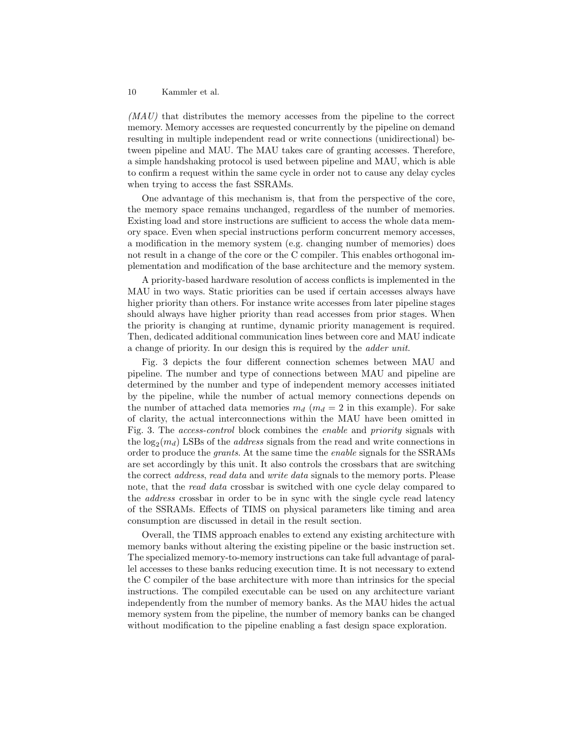*(MAU)* that distributes the memory accesses from the pipeline to the correct memory. Memory accesses are requested concurrently by the pipeline on demand resulting in multiple independent read or write connections (unidirectional) between pipeline and MAU. The MAU takes care of granting accesses. Therefore, a simple handshaking protocol is used between pipeline and MAU, which is able to confirm a request within the same cycle in order not to cause any delay cycles when trying to access the fast SSRAMs.

One advantage of this mechanism is, that from the perspective of the core, the memory space remains unchanged, regardless of the number of memories. Existing load and store instructions are sufficient to access the whole data memory space. Even when special instructions perform concurrent memory accesses, a modification in the memory system (e.g. changing number of memories) does not result in a change of the core or the C compiler. This enables orthogonal implementation and modification of the base architecture and the memory system.

A priority-based hardware resolution of access conflicts is implemented in the MAU in two ways. Static priorities can be used if certain accesses always have higher priority than others. For instance write accesses from later pipeline stages should always have higher priority than read accesses from prior stages. When the priority is changing at runtime, dynamic priority management is required. Then, dedicated additional communication lines between core and MAU indicate a change of priority. In our design this is required by the *adder unit*.

Fig. 3 depicts the four different connection schemes between MAU and pipeline. The number and type of connections between MAU and pipeline are determined by the number and type of independent memory accesses initiated by the pipeline, while the number of actual memory connections depends on the number of attached data memories $m_d$ ($m_d = 2$ in this example). For sake of clarity, the actual interconnections within the MAU have been omitted in Fig. 3. The *access-control* block combines the *enable* and *priority* signals with the $\log_2(m_d)$ LSBs of the *address* signals from the read and write connections in order to produce the *grants*. At the same time the *enable* signals for the SSRAMs are set accordingly by this unit. It also controls the crossbars that are switching the correct *address*, *read data* and *write data* signals to the memory ports. Please note, that the *read data* crossbar is switched with one cycle delay compared to the *address* crossbar in order to be in sync with the single cycle read latency of the SSRAMs. Effects of TIMS on physical parameters like timing and area consumption are discussed in detail in the result section.

Overall, the TIMS approach enables to extend any existing architecture with memory banks without altering the existing pipeline or the basic instruction set. The specialized memory-to-memory instructions can take full advantage of parallel accesses to these banks reducing execution time. It is not necessary to extend the C compiler of the base architecture with more than intrinsics for the special instructions. The compiled executable can be used on any architecture variant independently from the number of memory banks. As the MAU hides the actual memory system from the pipeline, the number of memory banks can be changed without modification to the pipeline enabling a fast design space exploration.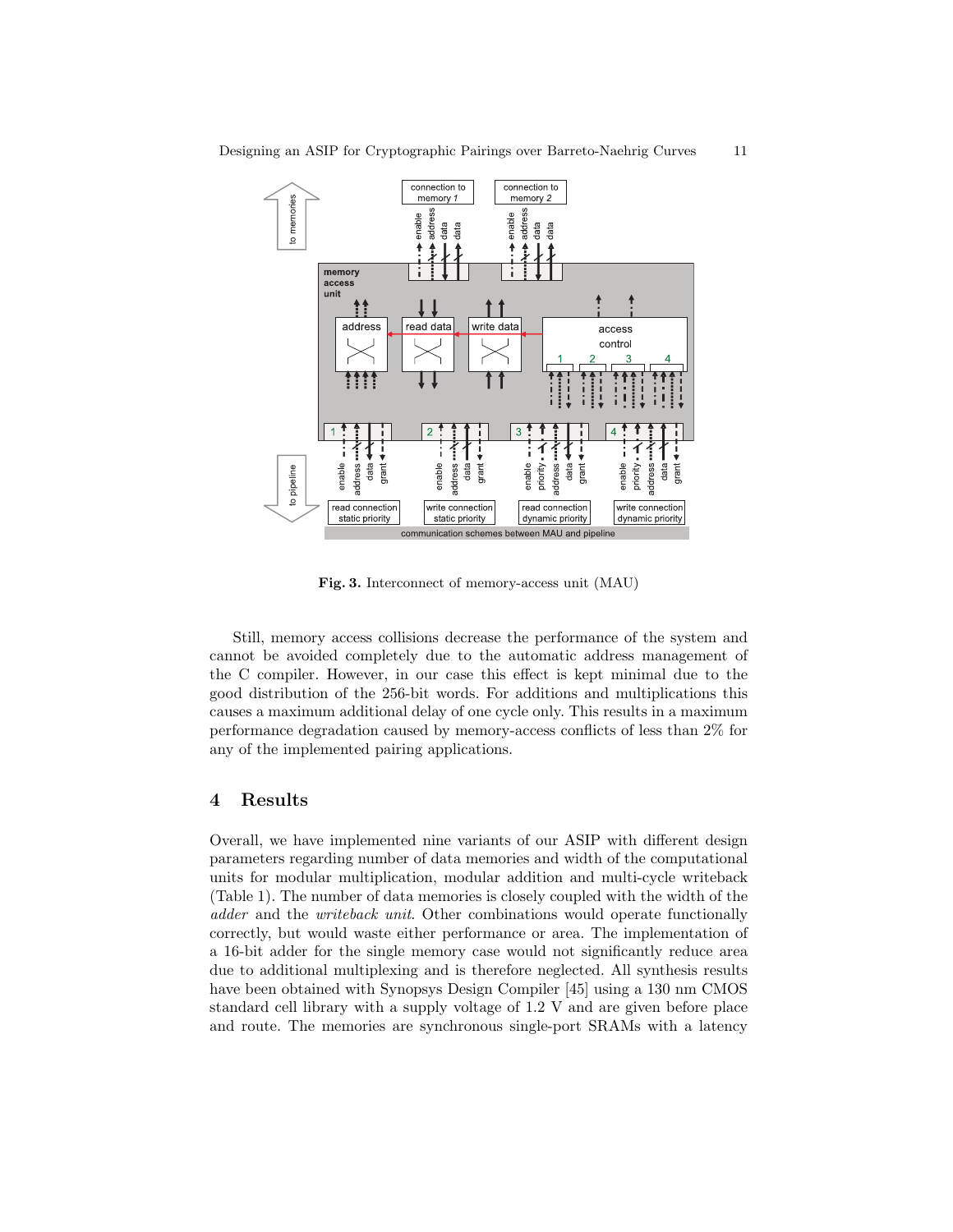**Fig. 3.** Interconnect of memory-access unit (MAU)

Still, memory access collisions decrease the performance of the system and cannot be avoided completely due to the automatic address management of the C compiler. However, in our case this effect is kept minimal due to the good distribution of the 256-bit words. For additions and multiplications this causes a maximum additional delay of one cycle only. This results in a maximum performance degradation caused by memory-access conflicts of less than 2% for any of the implemented pairing applications.

## 4 Results

Overall, we have implemented nine variants of our ASIP with different design parameters regarding number of data memories and width of the computational units for modular multiplication, modular addition and multi-cycle writeback (Table 1). The number of data memories is closely coupled with the width of the *adder* and the *writeback unit*. Other combinations would operate functionally correctly, but would waste either performance or area. The implementation of a 16-bit adder for the single memory case would not significantly reduce area due to additional multiplexing and is therefore neglected. All synthesis results have been obtained with Synopsys Design Compiler [45] using a 130 nm CMOS standard cell library with a supply voltage of 1.2 V and are given before place and route. The memories are synchronous single-port SRAMs with a latency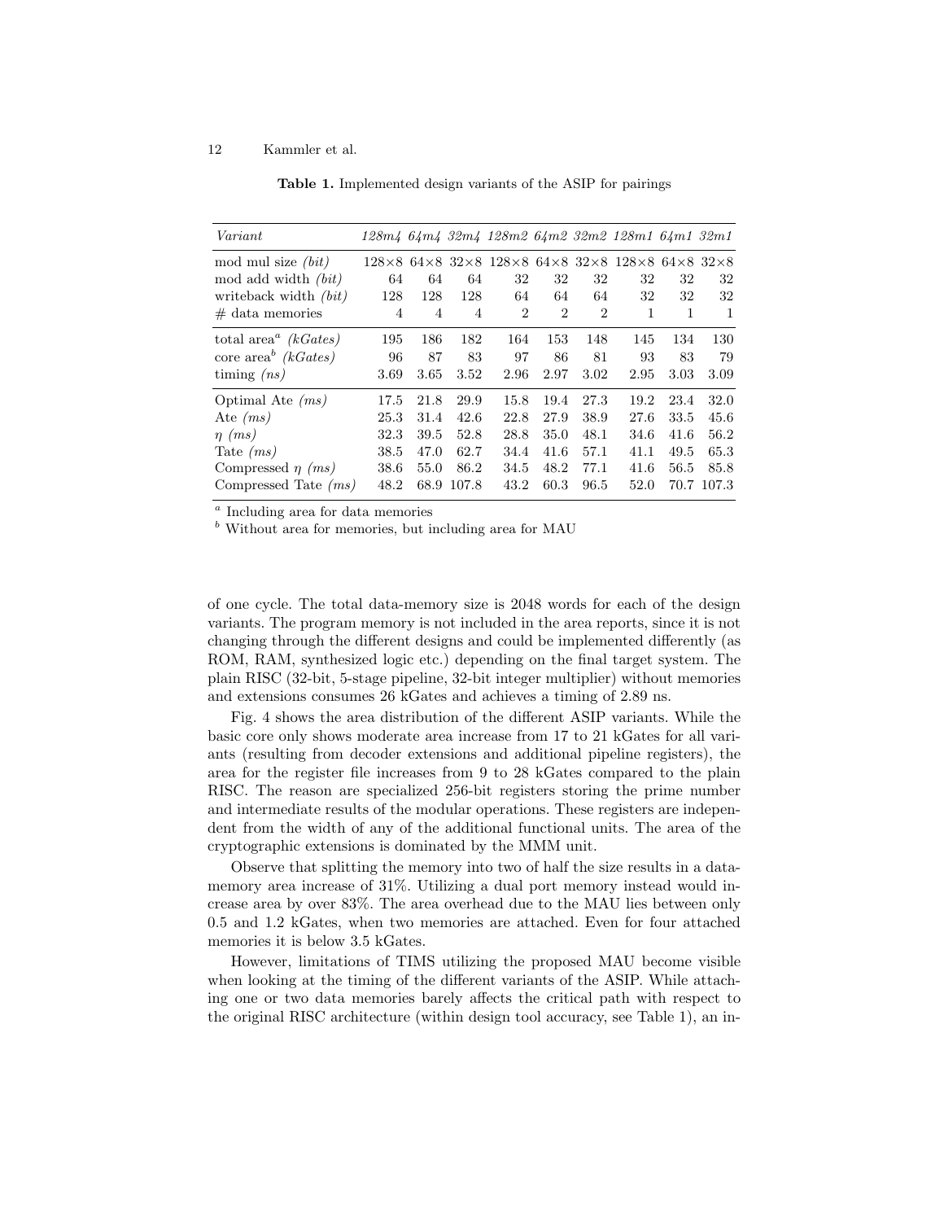**Table 1.** Implemented design variants of the ASIP for pairings

| *Variant* | *128m4* | *64m4* | *32m4* | *128m2* | *64m2* | *32m2* | *128m1* | *64m1* | *32m1* |
|---|---|---|---|---|---|---|---|---|---|
| mod mul size *(bit)* | 128×8 | 64×8 | 32×8 | 128×8 | 64×8 | 32×8 | 128×8 | 64×8 | 32×8 |
| mod add width *(bit)* | 64 | 64 | 64 | 32 | 32 | 32 | 32 | 32 | 32 |
| writeback width *(bit)* | 128 | 128 | 128 | 64 | 64 | 64 | 32 | 32 | 32 |
| # data memories | 4 | 4 | 4 | 2 | 2 | 2 | 1 | 1 | 1 |
| total area[a] *(kGates)* | 195 | 186 | 182 | 164 | 153 | 148 | 145 | 134 | 130 |
| core area[b] *(kGates)* | 96 | 87 | 83 | 97 | 86 | 81 | 93 | 83 | 79 |
| timing *(ns)* | 3.69 | 3.65 | 3.52 | 2.96 | 2.97 | 3.02 | 2.95 | 3.03 | 3.09 |
| Optimal Ate *(ms)* | 17.5 | 21.8 | 29.9 | 15.8 | 19.4 | 27.3 | 19.2 | 23.4 | 32.0 |
| Ate *(ms)* | 25.3 | 31.4 | 42.6 | 22.8 | 27.9 | 38.9 | 27.6 | 33.5 | 45.6 |
| $\eta$ *(ms)* | 32.3 | 39.5 | 52.8 | 28.8 | 35.0 | 48.1 | 34.6 | 41.6 | 56.2 |
| Tate *(ms)* | 38.5 | 47.0 | 62.7 | 34.4 | 41.6 | 57.1 | 41.1 | 49.5 | 65.3 |
| Compressed $\eta$ *(ms)* | 38.6 | 55.0 | 86.2 | 34.5 | 48.2 | 77.1 | 41.6 | 56.5 | 85.8 |
| Compressed Tate *(ms)* | 48.2 | 68.9 | 107.8 | 43.2 | 60.3 | 96.5 | 52.0 | 70.7 | 107.3 |

[a] Including area for data memories
[b] Without area for memories, but including area for MAU

of one cycle. The total data-memory size is 2048 words for each of the design variants. The program memory is not included in the area reports, since it is not changing through the different designs and could be implemented differently (as ROM, RAM, synthesized logic etc.) depending on the final target system. The plain RISC (32-bit, 5-stage pipeline, 32-bit integer multiplier) without memories and extensions consumes 26 kGates and achieves a timing of 2.89 ns.

Fig. 4 shows the area distribution of the different ASIP variants. While the basic core only shows moderate area increase from 17 to 21 kGates for all variants (resulting from decoder extensions and additional pipeline registers), the area for the register file increases from 9 to 28 kGates compared to the plain RISC. The reason are specialized 256-bit registers storing the prime number and intermediate results of the modular operations. These registers are independent from the width of any of the additional functional units. The area of the cryptographic extensions is dominated by the MMM unit.

Observe that splitting the memory into two of half the size results in a data-memory area increase of 31%. Utilizing a dual port memory instead would increase area by over 83%. The area overhead due to the MAU lies between only 0.5 and 1.2 kGates, when two memories are attached. Even for four attached memories it is below 3.5 kGates.

However, limitations of TIMS utilizing the proposed MAU become visible when looking at the timing of the different variants of the ASIP. While attaching one or two data memories barely affects the critical path with respect to the original RISC architecture (within design tool accuracy, see Table 1), an in-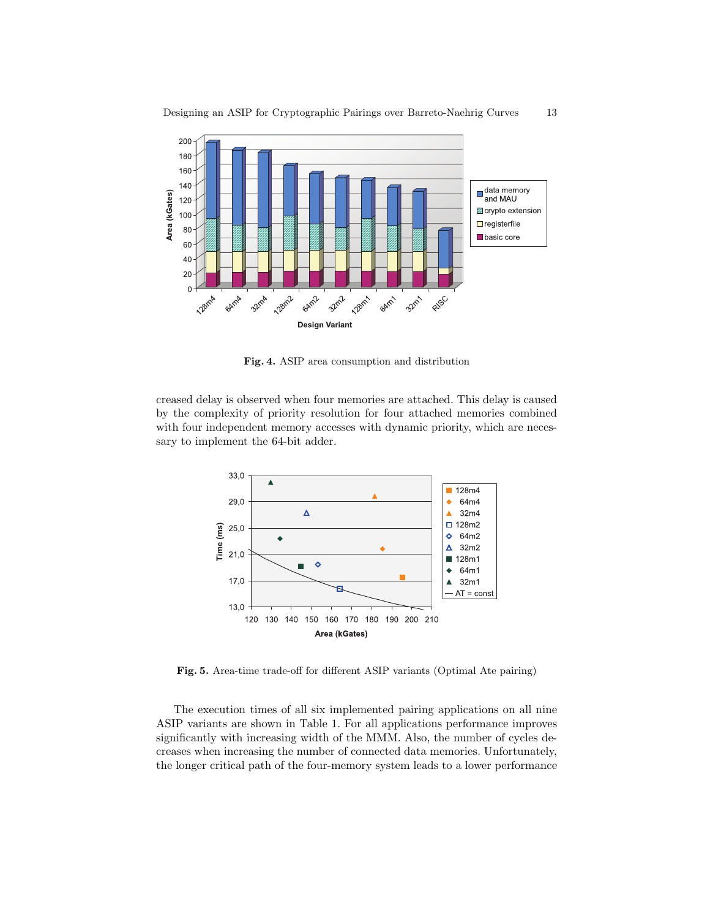**Fig. 4.** ASIP area consumption and distribution

creased delay is observed when four memories are attached. This delay is caused by the complexity of priority resolution for four attached memories combined with four independent memory accesses with dynamic priority, which are necessary to implement the 64-bit adder.

**Fig. 5.** Area-time trade-off for different ASIP variants (Optimal Ate pairing)

The execution times of all six implemented pairing applications on all nine ASIP variants are shown in Table 1. For all applications performance improves significantly with increasing width of the MMM. Also, the number of cycles decreases when increasing the number of connected data memories. Unfortunately, the longer critical path of the four-memory system leads to a lower performance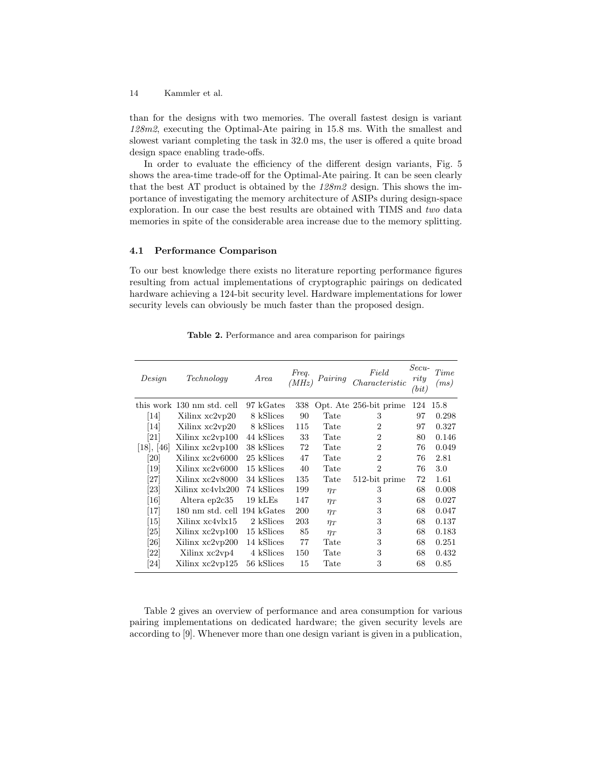than for the designs with two memories. The overall fastest design is variant *128m2*, executing the Optimal-Ate pairing in 15.8 ms. With the smallest and slowest variant completing the task in 32.0 ms, the user is offered a quite broad design space enabling trade-offs.

In order to evaluate the efficiency of the different design variants, Fig. 5 shows the area-time trade-off for the Optimal-Ate pairing. It can be seen clearly that the best AT product is obtained by the *128m2* design. This shows the importance of investigating the memory architecture of ASIPs during design-space exploration. In our case the best results are obtained with TIMS and *two* data memories in spite of the considerable area increase due to the memory splitting.

### 4.1 Performance Comparison

To our best knowledge there exists no literature reporting performance figures resulting from actual implementations of cryptographic pairings on dedicated hardware achieving a 124-bit security level. Hardware implementations for lower security levels can obviously be much faster than the proposed design.

**Table 2.** Performance and area comparison for pairings

| *Design* | *Technology* | *Area* | *Freq. (MHz)* | *Pairing* | *Field Characteristic* | *Security (bit)* | *Time (ms)* |
|---|---|---|---|---|---|---|---|
| this work | 130 nm std. cell | 97 kGates | 338 | Opt. Ate | 256-bit prime | 124 | 15.8 |
| [14] | Xilinx xc2vp20 | 8 kSlices | 90 | Tate | 3 | 97 | 0.298 |
| [14] | Xilinx xc2vp20 | 8 kSlices | 115 | Tate | 2 | 97 | 0.327 |
| [21] | Xilinx xc2vp100 | 44 kSlices | 33 | Tate | 2 | 80 | 0.146 |
| [18], [46] | Xilinx xc2vp100 | 38 kSlices | 72 | Tate | 2 | 76 | 0.049 |
| [20] | Xilinx xc2v6000 | 25 kSlices | 47 | Tate | 2 | 76 | 2.81 |
| [19] | Xilinx xc2v6000 | 15 kSlices | 40 | Tate | 2 | 76 | 3.0 |
| [27] | Xilinx xc2v8000 | 34 kSlices | 135 | Tate | 512-bit prime | 72 | 1.61 |
| [23] | Xilinx xc4vlx200 | 74 kSlices | 199 | $\eta_T$ | 3 | 68 | 0.008 |
| [16] | Altera ep2c35 | 19 kLEs | 147 | $\eta_T$ | 3 | 68 | 0.027 |
| [17] | 180 nm std. cell | 194 kGates | 200 | $\eta_T$ | 3 | 68 | 0.047 |
| [15] | Xilinx xc4vlx15 | 2 kSlices | 203 | $\eta_T$ | 3 | 68 | 0.137 |
| [25] | Xilinx xc2vp100 | 15 kSlices | 85 | $\eta_T$ | 3 | 68 | 0.183 |
| [26] | Xilinx xc2vp200 | 14 kSlices | 77 | Tate | 3 | 68 | 0.251 |
| [22] | Xilinx xc2vp4 | 4 kSlices | 150 | Tate | 3 | 68 | 0.432 |
| [24] | Xilinx xc2vp125 | 56 kSlices | 15 | Tate | 3 | 68 | 0.85 |

Table 2 gives an overview of performance and area consumption for various pairing implementations on dedicated hardware; the given security levels are according to [9]. Whenever more than one design variant is given in a publication,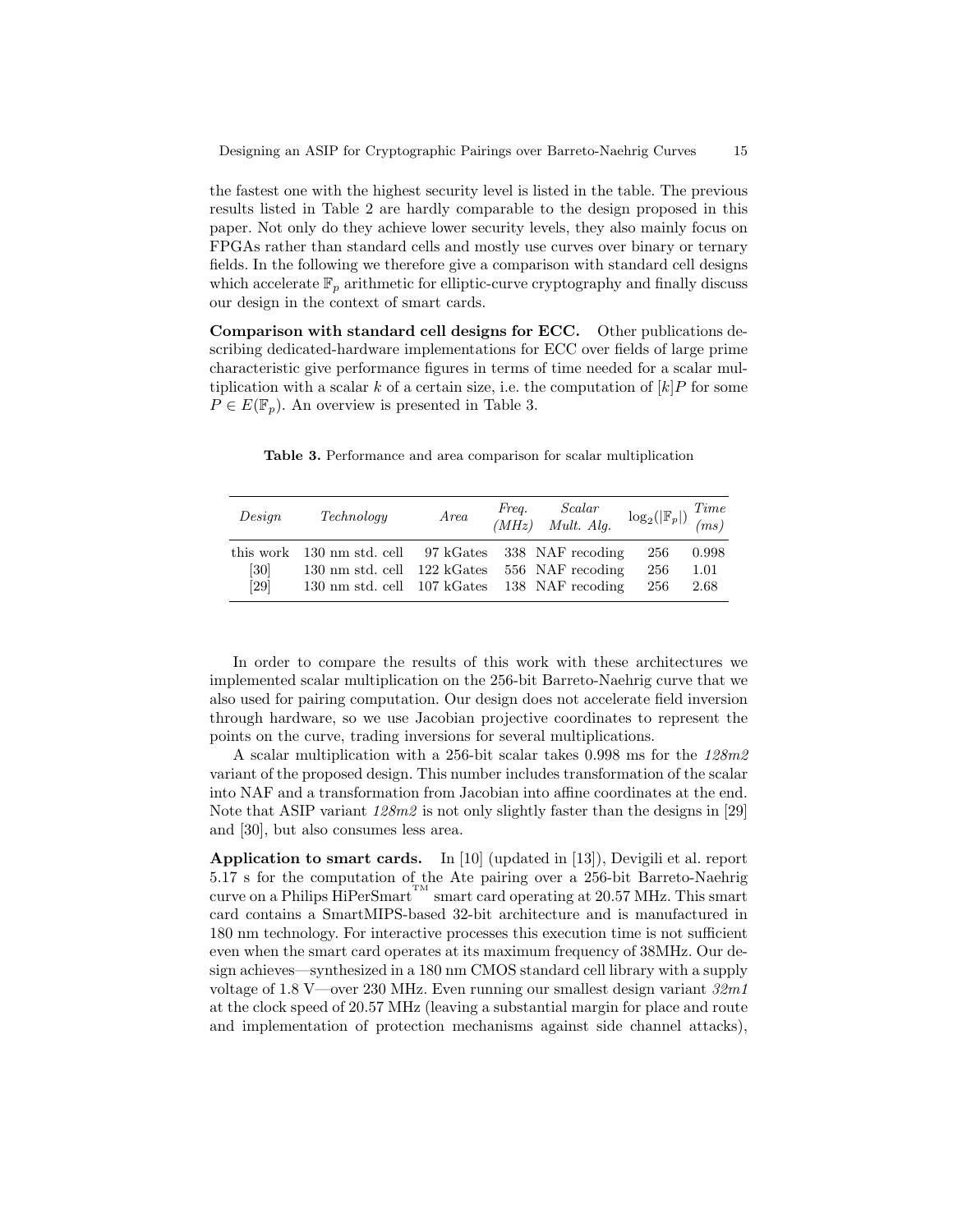the fastest one with the highest security level is listed in the table. The previous results listed in Table 2 are hardly comparable to the design proposed in this paper. Not only do they achieve lower security levels, they also mainly focus on FPGAs rather than standard cells and mostly use curves over binary or ternary fields. In the following we therefore give a comparison with standard cell designs which accelerate $\mathbb{F}_p$ arithmetic for elliptic-curve cryptography and finally discuss our design in the context of smart cards.

**Comparison with standard cell designs for ECC.** Other publications describing dedicated-hardware implementations for ECC over fields of large prime characteristic give performance figures in terms of time needed for a scalar multiplication with a scalar $k$ of a certain size, i.e. the computation of $[k]P$ for some $P \in E(\mathbb{F}_p)$. An overview is presented in Table 3.

**Table 3.** Performance and area comparison for scalar multiplication

| *Design* | *Technology* | *Area* | *Freq. (MHz)* | *Scalar Mult. Alg.* | $\log_2(\vert\mathbb{F}_p\vert)$ | *Time (ms)* |
|---|---|---|---|---|---|---|
| this work | 130 nm std. cell | 97 kGates | 338 | NAF recoding | 256 | 0.998 |
| [30] | 130 nm std. cell | 122 kGates | 556 | NAF recoding | 256 | 1.01 |
| [29] | 130 nm std. cell | 107 kGates | 138 | NAF recoding | 256 | 2.68 |

In order to compare the results of this work with these architectures we implemented scalar multiplication on the 256-bit Barreto-Naehrig curve that we also used for pairing computation. Our design does not accelerate field inversion through hardware, so we use Jacobian projective coordinates to represent the points on the curve, trading inversions for several multiplications.

A scalar multiplication with a 256-bit scalar takes 0.998 ms for the *128m2* variant of the proposed design. This number includes transformation of the scalar into NAF and a transformation from Jacobian into affine coordinates at the end. Note that ASIP variant *128m2* is not only slightly faster than the designs in [29] and [30], but also consumes less area.

**Application to smart cards.** In [10] (updated in [13]), Devigili et al. report 5.17 s for the computation of the Ate pairing over a 256-bit Barreto-Naehrig curve on a Philips HiPerSmart™ smart card operating at 20.57 MHz. This smart card contains a SmartMIPS-based 32-bit architecture and is manufactured in 180 nm technology. For interactive processes this execution time is not sufficient even when the smart card operates at its maximum frequency of 38MHz. Our design achieves—synthesized in a 180 nm CMOS standard cell library with a supply voltage of 1.8 V—over 230 MHz. Even running our smallest design variant *32m1* at the clock speed of 20.57 MHz (leaving a substantial margin for place and route and implementation of protection mechanisms against side channel attacks),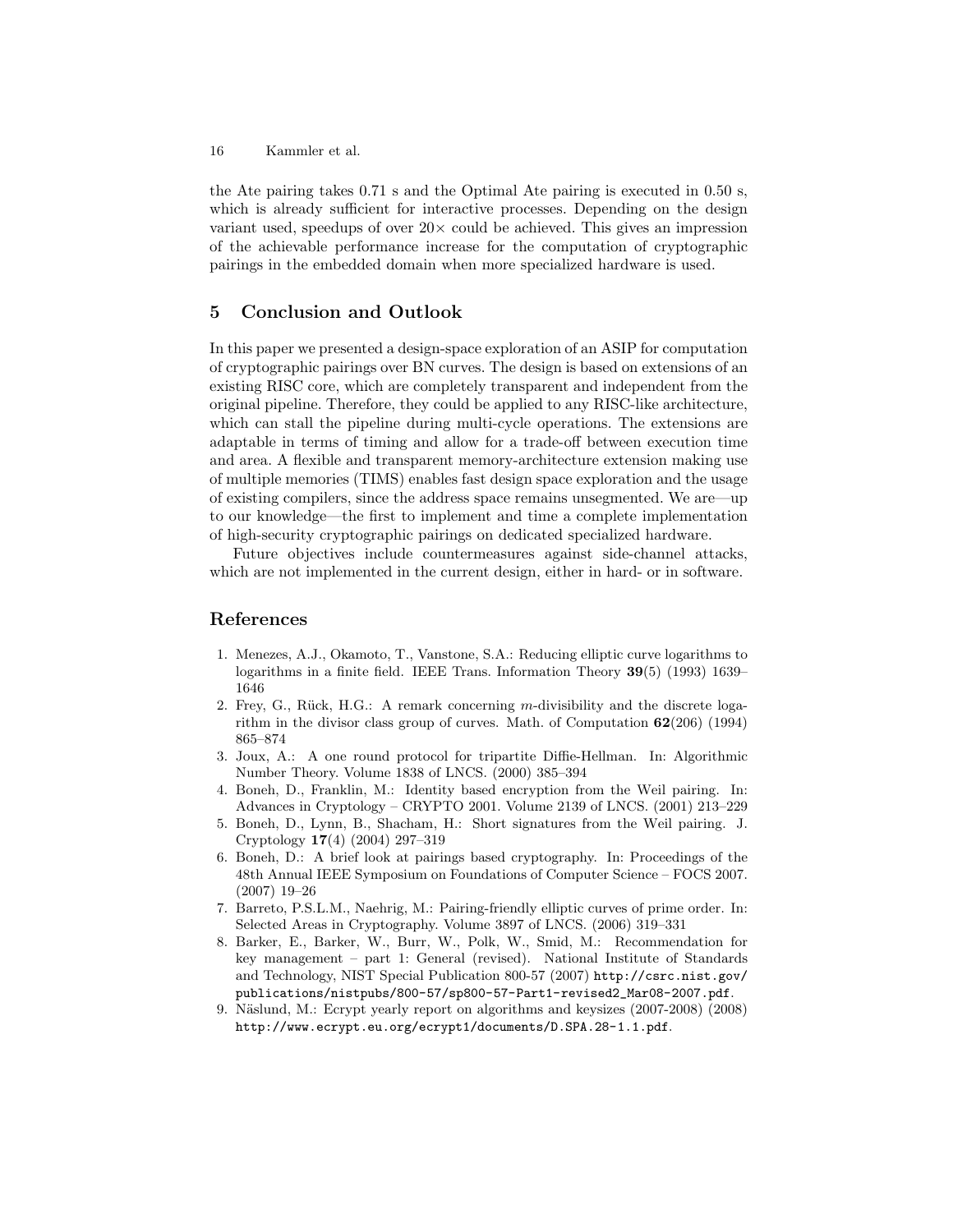the Ate pairing takes 0.71 s and the Optimal Ate pairing is executed in 0.50 s, which is already sufficient for interactive processes. Depending on the design variant used, speedups of over $20\times$ could be achieved. This gives an impression of the achievable performance increase for the computation of cryptographic pairings in the embedded domain when more specialized hardware is used.

## 5 Conclusion and Outlook

In this paper we presented a design-space exploration of an ASIP for computation of cryptographic pairings over BN curves. The design is based on extensions of an existing RISC core, which are completely transparent and independent from the original pipeline. Therefore, they could be applied to any RISC-like architecture, which can stall the pipeline during multi-cycle operations. The extensions are adaptable in terms of timing and allow for a trade-off between execution time and area. A flexible and transparent memory-architecture extension making use of multiple memories (TIMS) enables fast design space exploration and the usage of existing compilers, since the address space remains unsegmented. We are—up to our knowledge—the first to implement and time a complete implementation of high-security cryptographic pairings on dedicated specialized hardware.

Future objectives include countermeasures against side-channel attacks, which are not implemented in the current design, either in hard- or in software.

## References

1. Menezes, A.J., Okamoto, T., Vanstone, S.A.: Reducing elliptic curve logarithms to logarithms in a finite field. IEEE Trans. Information Theory **39**(5) (1993) 1639–1646
2. Frey, G., Rück, H.G.: A remark concerning $m$-divisibility and the discrete logarithm in the divisor class group of curves. Math. of Computation **62**(206) (1994) 865–874
3. Joux, A.: A one round protocol for tripartite Diffie-Hellman. In: Algorithmic Number Theory. Volume 1838 of LNCS. (2000) 385–394
4. Boneh, D., Franklin, M.: Identity based encryption from the Weil pairing. In: Advances in Cryptology – CRYPTO 2001. Volume 2139 of LNCS. (2001) 213–229
5. Boneh, D., Lynn, B., Shacham, H.: Short signatures from the Weil pairing. J. Cryptology **17**(4) (2004) 297–319
6. Boneh, D.: A brief look at pairings based cryptography. In: Proceedings of the 48th Annual IEEE Symposium on Foundations of Computer Science – FOCS 2007. (2007) 19–26
7. Barreto, P.S.L.M., Naehrig, M.: Pairing-friendly elliptic curves of prime order. In: Selected Areas in Cryptography. Volume 3897 of LNCS. (2006) 319–331
8. Barker, E., Barker, W., Burr, W., Polk, W., Smid, M.: Recommendation for key management – part 1: General (revised). National Institute of Standards and Technology, NIST Special Publication 800-57 (2007) `http://csrc.nist.gov/publications/nistpubs/800-57/sp800-57-Part1-revised2_Mar08-2007.pdf`.
9. Näslund, M.: Ecrypt yearly report on algorithms and keysizes (2007-2008) (2008) `http://www.ecrypt.eu.org/ecrypt1/documents/D.SPA.28-1.1.pdf`.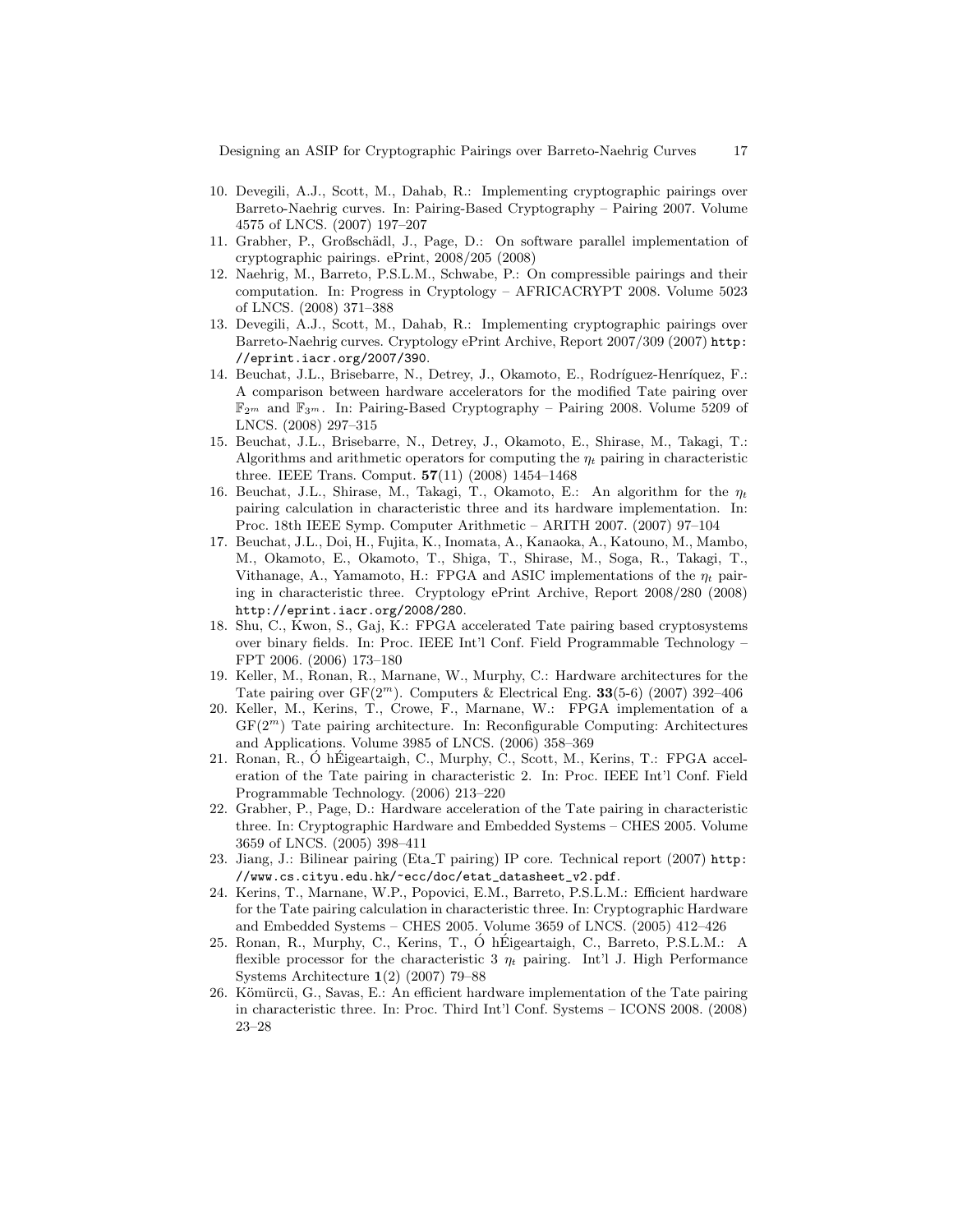10. Devegili, A.J., Scott, M., Dahab, R.: Implementing cryptographic pairings over Barreto-Naehrig curves. In: Pairing-Based Cryptography – Pairing 2007. Volume 4575 of LNCS. (2007) 197–207
11. Grabher, P., Großschädl, J., Page, D.: On software parallel implementation of cryptographic pairings. ePrint, 2008/205 (2008)
12. Naehrig, M., Barreto, P.S.L.M., Schwabe, P.: On compressible pairings and their computation. In: Progress in Cryptology – AFRICACRYPT 2008. Volume 5023 of LNCS. (2008) 371–388
13. Devegili, A.J., Scott, M., Dahab, R.: Implementing cryptographic pairings over Barreto-Naehrig curves. Cryptology ePrint Archive, Report 2007/309 (2007) `http://eprint.iacr.org/2007/390`.
14. Beuchat, J.L., Brisebarre, N., Detrey, J., Okamoto, E., Rodríguez-Henríquez, F.: A comparison between hardware accelerators for the modified Tate pairing over $\mathbb{F}_{2^m}$ and $\mathbb{F}_{3^m}$. In: Pairing-Based Cryptography – Pairing 2008. Volume 5209 of LNCS. (2008) 297–315
15. Beuchat, J.L., Brisebarre, N., Detrey, J., Okamoto, E., Shirase, M., Takagi, T.: Algorithms and arithmetic operators for computing the $\eta_t$ pairing in characteristic three. IEEE Trans. Comput. **57**(11) (2008) 1454–1468
16. Beuchat, J.L., Shirase, M., Takagi, T., Okamoto, E.: An algorithm for the $\eta_t$ pairing calculation in characteristic three and its hardware implementation. In: Proc. 18th IEEE Symp. Computer Arithmetic – ARITH 2007. (2007) 97–104
17. Beuchat, J.L., Doi, H., Fujita, K., Inomata, A., Kanaoka, A., Katouno, M., Mambo, M., Okamoto, E., Okamoto, T., Shiga, T., Shirase, M., Soga, R., Takagi, T., Vithanage, A., Yamamoto, H.: FPGA and ASIC implementations of the $\eta_t$ pairing in characteristic three. Cryptology ePrint Archive, Report 2008/280 (2008) `http://eprint.iacr.org/2008/280`.
18. Shu, C., Kwon, S., Gaj, K.: FPGA accelerated Tate pairing based cryptosystems over binary fields. In: Proc. IEEE Int'l Conf. Field Programmable Technology – FPT 2006. (2006) 173–180
19. Keller, M., Ronan, R., Marnane, W., Murphy, C.: Hardware architectures for the Tate pairing over GF($2^m$). Computers & Electrical Eng. **33**(5-6) (2007) 392–406
20. Keller, M., Kerins, T., Crowe, F., Marnane, W.: FPGA implementation of a GF($2^m$) Tate pairing architecture. In: Reconfigurable Computing: Architectures and Applications. Volume 3985 of LNCS. (2006) 358–369
21. Ronan, R., Ó hÉigeartaigh, C., Murphy, C., Scott, M., Kerins, T.: FPGA acceleration of the Tate pairing in characteristic 2. In: Proc. IEEE Int'l Conf. Field Programmable Technology. (2006) 213–220
22. Grabher, P., Page, D.: Hardware acceleration of the Tate pairing in characteristic three. In: Cryptographic Hardware and Embedded Systems – CHES 2005. Volume 3659 of LNCS. (2005) 398–411
23. Jiang, J.: Bilinear pairing (Eta_T pairing) IP core. Technical report (2007) `http://www.cs.cityu.edu.hk/~ecc/doc/etat_datasheet_v2.pdf`.
24. Kerins, T., Marnane, W.P., Popovici, E.M., Barreto, P.S.L.M.: Efficient hardware for the Tate pairing calculation in characteristic three. In: Cryptographic Hardware and Embedded Systems – CHES 2005. Volume 3659 of LNCS. (2005) 412–426
25. Ronan, R., Murphy, C., Kerins, T., Ó hÉigeartaigh, C., Barreto, P.S.L.M.: A flexible processor for the characteristic 3 $\eta_t$ pairing. Int'l J. High Performance Systems Architecture **1**(2) (2007) 79–88
26. Kömürcü, G., Savas, E.: An efficient hardware implementation of the Tate pairing in characteristic three. In: Proc. Third Int'l Conf. Systems – ICONS 2008. (2008) 23–28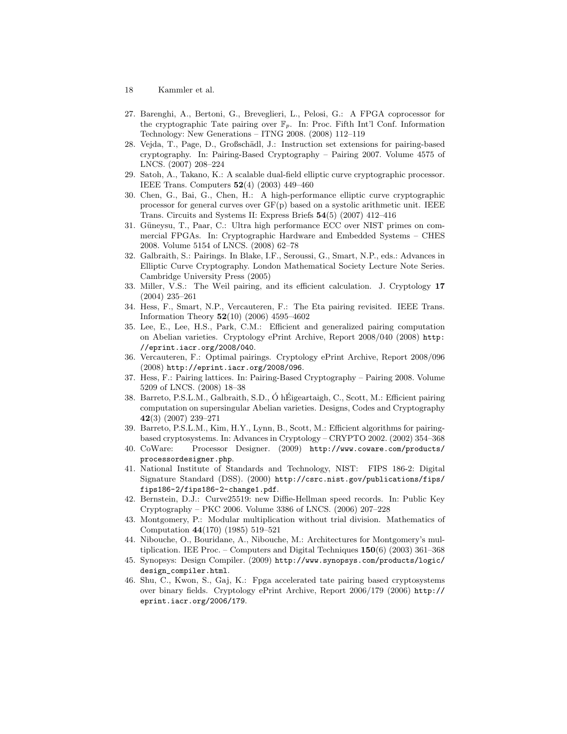27. Barenghi, A., Bertoni, G., Breveglieri, L., Pelosi, G.: A FPGA coprocessor for the cryptographic Tate pairing over $\mathbb{F}_p$. In: Proc. Fifth Int'l Conf. Information Technology: New Generations – ITNG 2008. (2008) 112–119
28. Vejda, T., Page, D., Großschädl, J.: Instruction set extensions for pairing-based cryptography. In: Pairing-Based Cryptography – Pairing 2007. Volume 4575 of LNCS. (2007) 208–224
29. Satoh, A., Takano, K.: A scalable dual-field elliptic curve cryptographic processor. IEEE Trans. Computers **52**(4) (2003) 449–460
30. Chen, G., Bai, G., Chen, H.: A high-performance elliptic curve cryptographic processor for general curves over GF(p) based on a systolic arithmetic unit. IEEE Trans. Circuits and Systems II: Express Briefs **54**(5) (2007) 412–416
31. Güneysu, T., Paar, C.: Ultra high performance ECC over NIST primes on commercial FPGAs. In: Cryptographic Hardware and Embedded Systems – CHES 2008. Volume 5154 of LNCS. (2008) 62–78
32. Galbraith, S.: Pairings. In Blake, I.F., Seroussi, G., Smart, N.P., eds.: Advances in Elliptic Curve Cryptography. London Mathematical Society Lecture Note Series. Cambridge University Press (2005)
33. Miller, V.S.: The Weil pairing, and its efficient calculation. J. Cryptology **17** (2004) 235–261
34. Hess, F., Smart, N.P., Vercauteren, F.: The Eta pairing revisited. IEEE Trans. Information Theory **52**(10) (2006) 4595–4602
35. Lee, E., Lee, H.S., Park, C.M.: Efficient and generalized pairing computation on Abelian varieties. Cryptology ePrint Archive, Report 2008/040 (2008) http://eprint.iacr.org/2008/040.
36. Vercauteren, F.: Optimal pairings. Cryptology ePrint Archive, Report 2008/096 (2008) http://eprint.iacr.org/2008/096.
37. Hess, F.: Pairing lattices. In: Pairing-Based Cryptography – Pairing 2008. Volume 5209 of LNCS. (2008) 18–38
38. Barreto, P.S.L.M., Galbraith, S.D., Ó hÉigeartaigh, C., Scott, M.: Efficient pairing computation on supersingular Abelian varieties. Designs, Codes and Cryptography **42**(3) (2007) 239–271
39. Barreto, P.S.L.M., Kim, H.Y., Lynn, B., Scott, M.: Efficient algorithms for pairing-based cryptosystems. In: Advances in Cryptology – CRYPTO 2002. (2002) 354–368
40. CoWare: Processor Designer. (2009) http://www.coware.com/products/processordesigner.php.
41. National Institute of Standards and Technology, NIST: FIPS 186-2: Digital Signature Standard (DSS). (2000) http://csrc.nist.gov/publications/fips/fips186-2/fips186-2-change1.pdf.
42. Bernstein, D.J.: Curve25519: new Diffie-Hellman speed records. In: Public Key Cryptography – PKC 2006. Volume 3386 of LNCS. (2006) 207–228
43. Montgomery, P.: Modular multiplication without trial division. Mathematics of Computation **44**(170) (1985) 519–521
44. Nibouche, O., Bouridane, A., Nibouche, M.: Architectures for Montgomery's multiplication. IEE Proc. – Computers and Digital Techniques **150**(6) (2003) 361–368
45. Synopsys: Design Compiler. (2009) http://www.synopsys.com/products/logic/design_compiler.html.
46. Shu, C., Kwon, S., Gaj, K.: Fpga accelerated tate pairing based cryptosystems over binary fields. Cryptology ePrint Archive, Report 2006/179 (2006) http://eprint.iacr.org/2006/179.